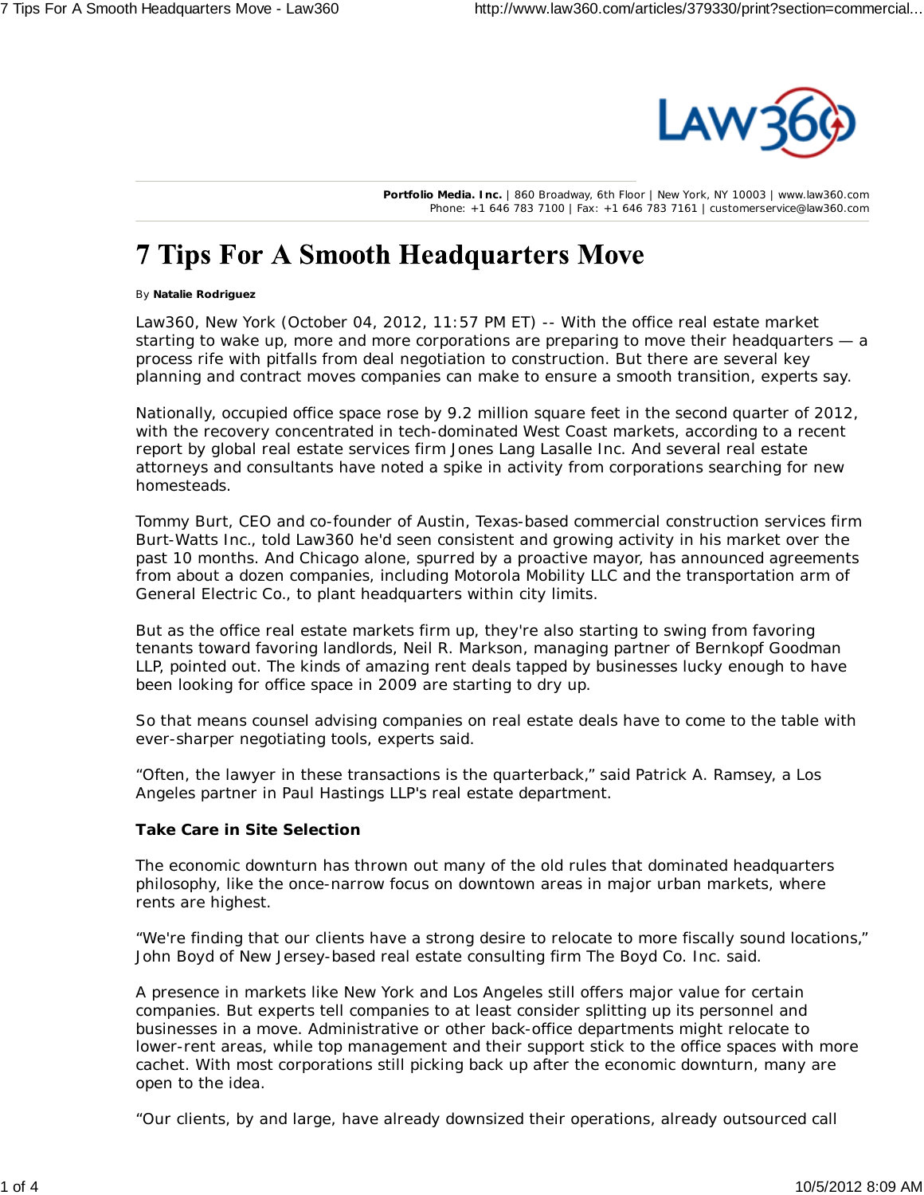Portfolio Media. Inc. | 860 Broadway, 6th Floor | New York, NY 10003 | www.law360.com
Phone: +1 646 783 7100 | Fax: +1 646 783 7161 | customerservice@law360.com

# 7 Tips For A Smooth Headquarters Move

By **Natalie Rodriguez**

Law360, New York (October 04, 2012, 11:57 PM ET) -- With the office real estate market starting to wake up, more and more corporations are preparing to move their headquarters — a process rife with pitfalls from deal negotiation to construction. But there are several key planning and contract moves companies can make to ensure a smooth transition, experts say.

Nationally, occupied office space rose by 9.2 million square feet in the second quarter of 2012, with the recovery concentrated in tech-dominated West Coast markets, according to a recent report by global real estate services firm Jones Lang Lasalle Inc. And several real estate attorneys and consultants have noted a spike in activity from corporations searching for new homesteads.

Tommy Burt, CEO and co-founder of Austin, Texas-based commercial construction services firm Burt-Watts Inc., told Law360 he'd seen consistent and growing activity in his market over the past 10 months. And Chicago alone, spurred by a proactive mayor, has announced agreements from about a dozen companies, including Motorola Mobility LLC and the transportation arm of General Electric Co., to plant headquarters within city limits.

But as the office real estate markets firm up, they're also starting to swing from favoring tenants toward favoring landlords, Neil R. Markson, managing partner of Bernkopf Goodman LLP, pointed out. The kinds of amazing rent deals tapped by businesses lucky enough to have been looking for office space in 2009 are starting to dry up.

So that means counsel advising companies on real estate deals have to come to the table with ever-sharper negotiating tools, experts said.

"Often, the lawyer in these transactions is the quarterback," said Patrick A. Ramsey, a Los Angeles partner in Paul Hastings LLP's real estate department.

**Take Care in Site Selection**

The economic downturn has thrown out many of the old rules that dominated headquarters philosophy, like the once-narrow focus on downtown areas in major urban markets, where rents are highest.

"We're finding that our clients have a strong desire to relocate to more fiscally sound locations," John Boyd of New Jersey-based real estate consulting firm The Boyd Co. Inc. said.

A presence in markets like New York and Los Angeles still offers major value for certain companies. But experts tell companies to at least consider splitting up its personnel and businesses in a move. Administrative or other back-office departments might relocate to lower-rent areas, while top management and their support stick to the office spaces with more cachet. With most corporations still picking back up after the economic downturn, many are open to the idea.

"Our clients, by and large, have already downsized their operations, already outsourced call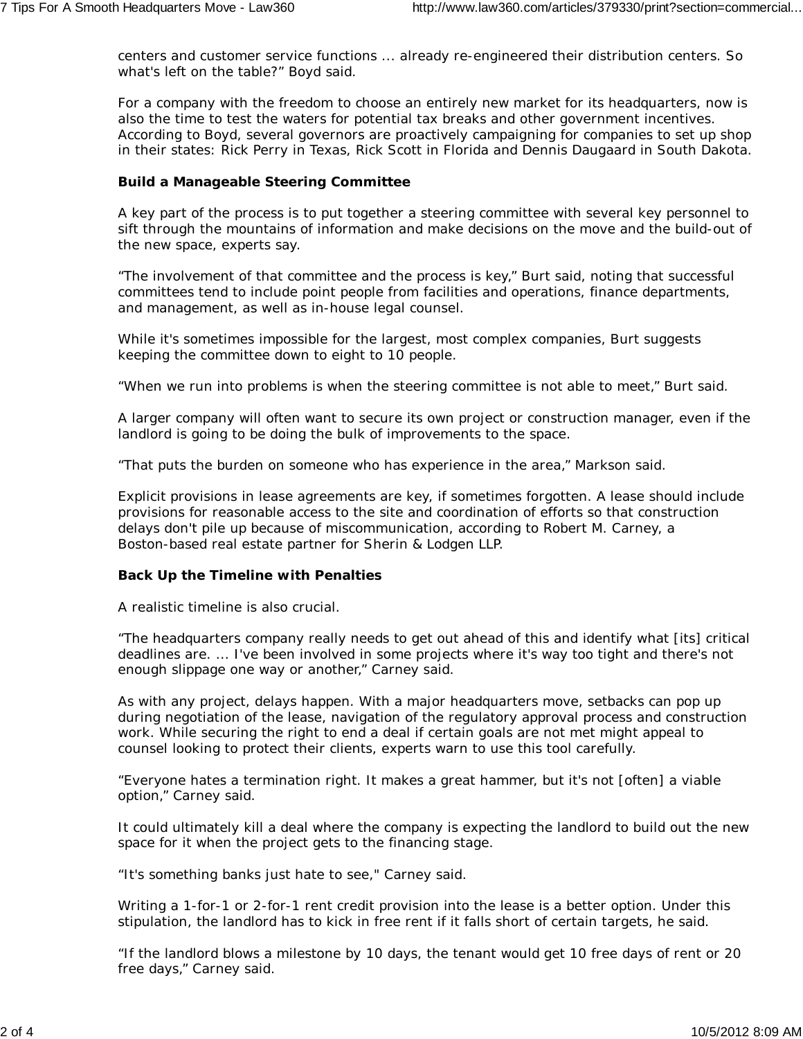centers and customer service functions ... already re-engineered their distribution centers. So what's left on the table?" Boyd said.

For a company with the freedom to choose an entirely new market for its headquarters, now is also the time to test the waters for potential tax breaks and other government incentives. According to Boyd, several governors are proactively campaigning for companies to set up shop in their states: Rick Perry in Texas, Rick Scott in Florida and Dennis Daugaard in South Dakota.

**Build a Manageable Steering Committee**

A key part of the process is to put together a steering committee with several key personnel to sift through the mountains of information and make decisions on the move and the build-out of the new space, experts say.

"The involvement of that committee and the process is key," Burt said, noting that successful committees tend to include point people from facilities and operations, finance departments, and management, as well as in-house legal counsel.

While it's sometimes impossible for the largest, most complex companies, Burt suggests keeping the committee down to eight to 10 people.

"When we run into problems is when the steering committee is not able to meet," Burt said.

A larger company will often want to secure its own project or construction manager, even if the landlord is going to be doing the bulk of improvements to the space.

"That puts the burden on someone who has experience in the area," Markson said.

Explicit provisions in lease agreements are key, if sometimes forgotten. A lease should include provisions for reasonable access to the site and coordination of efforts so that construction delays don't pile up because of miscommunication, according to Robert M. Carney, a Boston-based real estate partner for Sherin & Lodgen LLP.

**Back Up the Timeline with Penalties**

A realistic timeline is also crucial.

"The headquarters company really needs to get out ahead of this and identify what [its] critical deadlines are. ... I've been involved in some projects where it's way too tight and there's not enough slippage one way or another," Carney said.

As with any project, delays happen. With a major headquarters move, setbacks can pop up during negotiation of the lease, navigation of the regulatory approval process and construction work. While securing the right to end a deal if certain goals are not met might appeal to counsel looking to protect their clients, experts warn to use this tool carefully.

"Everyone hates a termination right. It makes a great hammer, but it's not [often] a viable option," Carney said.

It could ultimately kill a deal where the company is expecting the landlord to build out the new space for it when the project gets to the financing stage.

"It's something banks just hate to see," Carney said.

Writing a 1-for-1 or 2-for-1 rent credit provision into the lease is a better option. Under this stipulation, the landlord has to kick in free rent if it falls short of certain targets, he said.

"If the landlord blows a milestone by 10 days, the tenant would get 10 free days of rent or 20 free days," Carney said.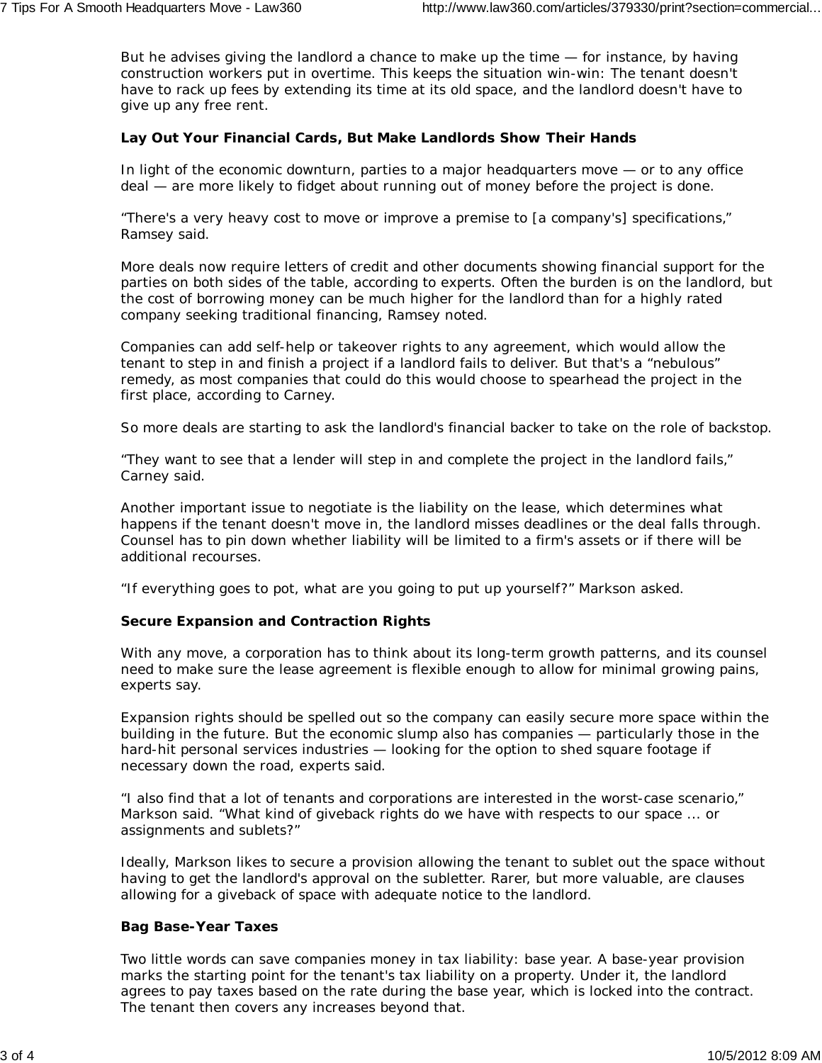But he advises giving the landlord a chance to make up the time — for instance, by having construction workers put in overtime. This keeps the situation win-win: The tenant doesn't have to rack up fees by extending its time at its old space, and the landlord doesn't have to give up any free rent.

**Lay Out Your Financial Cards, But Make Landlords Show Their Hands**

In light of the economic downturn, parties to a major headquarters move — or to any office deal — are more likely to fidget about running out of money before the project is done.

"There's a very heavy cost to move or improve a premise to [a company's] specifications," Ramsey said.

More deals now require letters of credit and other documents showing financial support for the parties on both sides of the table, according to experts. Often the burden is on the landlord, but the cost of borrowing money can be much higher for the landlord than for a highly rated company seeking traditional financing, Ramsey noted.

Companies can add self-help or takeover rights to any agreement, which would allow the tenant to step in and finish a project if a landlord fails to deliver. But that's a "nebulous" remedy, as most companies that could do this would choose to spearhead the project in the first place, according to Carney.

So more deals are starting to ask the landlord's financial backer to take on the role of backstop.

"They want to see that a lender will step in and complete the project in the landlord fails," Carney said.

Another important issue to negotiate is the liability on the lease, which determines what happens if the tenant doesn't move in, the landlord misses deadlines or the deal falls through. Counsel has to pin down whether liability will be limited to a firm's assets or if there will be additional recourses.

"If everything goes to pot, what are you going to put up yourself?" Markson asked.

**Secure Expansion and Contraction Rights**

With any move, a corporation has to think about its long-term growth patterns, and its counsel need to make sure the lease agreement is flexible enough to allow for minimal growing pains, experts say.

Expansion rights should be spelled out so the company can easily secure more space within the building in the future. But the economic slump also has companies — particularly those in the hard-hit personal services industries — looking for the option to shed square footage if necessary down the road, experts said.

"I also find that a lot of tenants and corporations are interested in the worst-case scenario," Markson said. "What kind of giveback rights do we have with respects to our space ... or assignments and sublets?"

Ideally, Markson likes to secure a provision allowing the tenant to sublet out the space without having to get the landlord's approval on the subletter. Rarer, but more valuable, are clauses allowing for a giveback of space with adequate notice to the landlord.

**Bag Base-Year Taxes**

Two little words can save companies money in tax liability: base year. A base-year provision marks the starting point for the tenant's tax liability on a property. Under it, the landlord agrees to pay taxes based on the rate during the base year, which is locked into the contract. The tenant then covers any increases beyond that.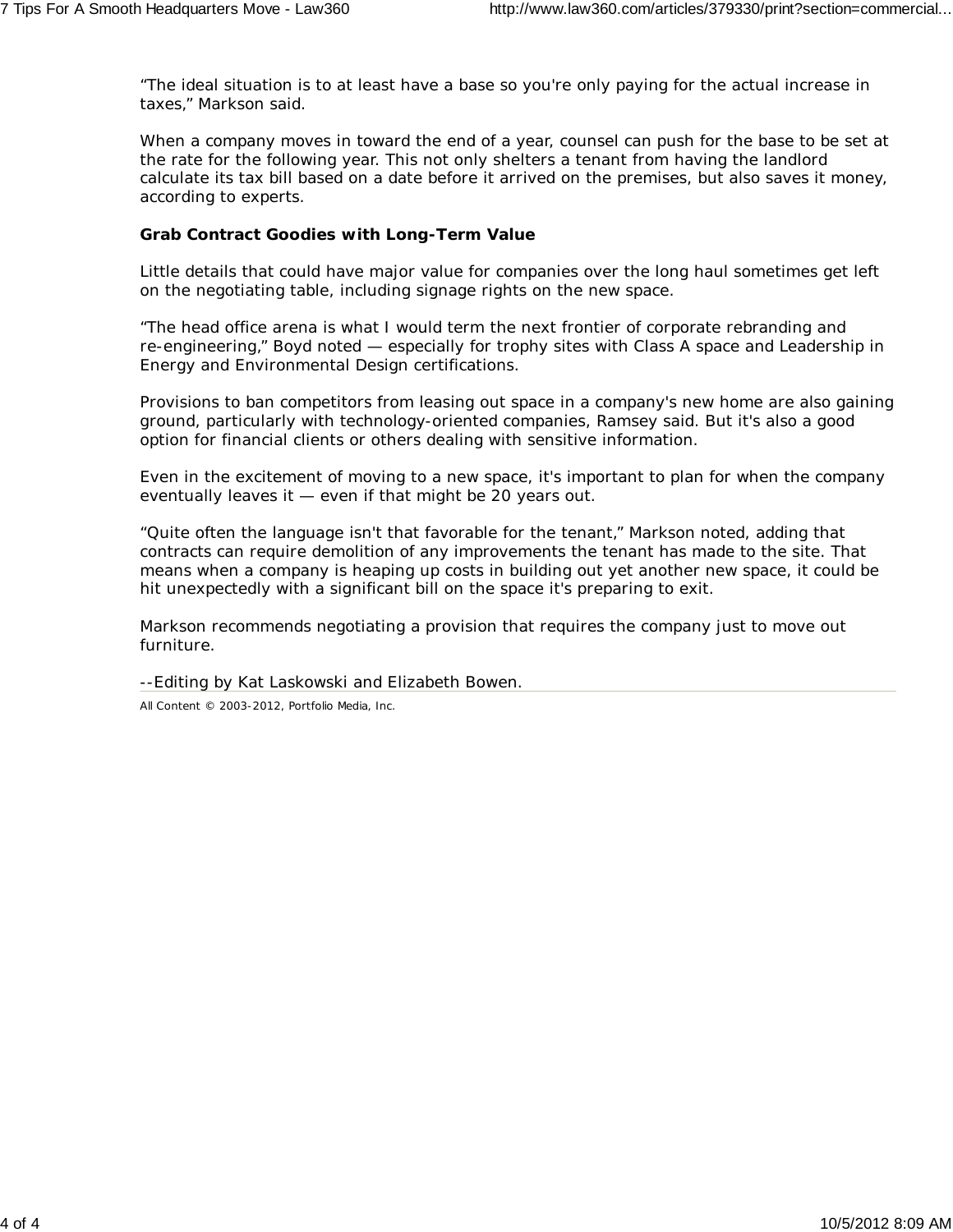“The ideal situation is to at least have a base so you're only paying for the actual increase in taxes,” Markson said.

When a company moves in toward the end of a year, counsel can push for the base to be set at the rate for the following year. This not only shelters a tenant from having the landlord calculate its tax bill based on a date before it arrived on the premises, but also saves it money, according to experts.

**Grab Contract Goodies with Long-Term Value**

Little details that could have major value for companies over the long haul sometimes get left on the negotiating table, including signage rights on the new space.

“The head office arena is what I would term the next frontier of corporate rebranding and re-engineering,” Boyd noted — especially for trophy sites with Class A space and Leadership in Energy and Environmental Design certifications.

Provisions to ban competitors from leasing out space in a company's new home are also gaining ground, particularly with technology-oriented companies, Ramsey said. But it's also a good option for financial clients or others dealing with sensitive information.

Even in the excitement of moving to a new space, it's important to plan for when the company eventually leaves it — even if that might be 20 years out.

“Quite often the language isn't that favorable for the tenant,” Markson noted, adding that contracts can require demolition of any improvements the tenant has made to the site. That means when a company is heaping up costs in building out yet another new space, it could be hit unexpectedly with a significant bill on the space it's preparing to exit.

Markson recommends negotiating a provision that requires the company just to move out furniture.

--Editing by Kat Laskowski and Elizabeth Bowen.

All Content © 2003-2012, Portfolio Media, Inc.